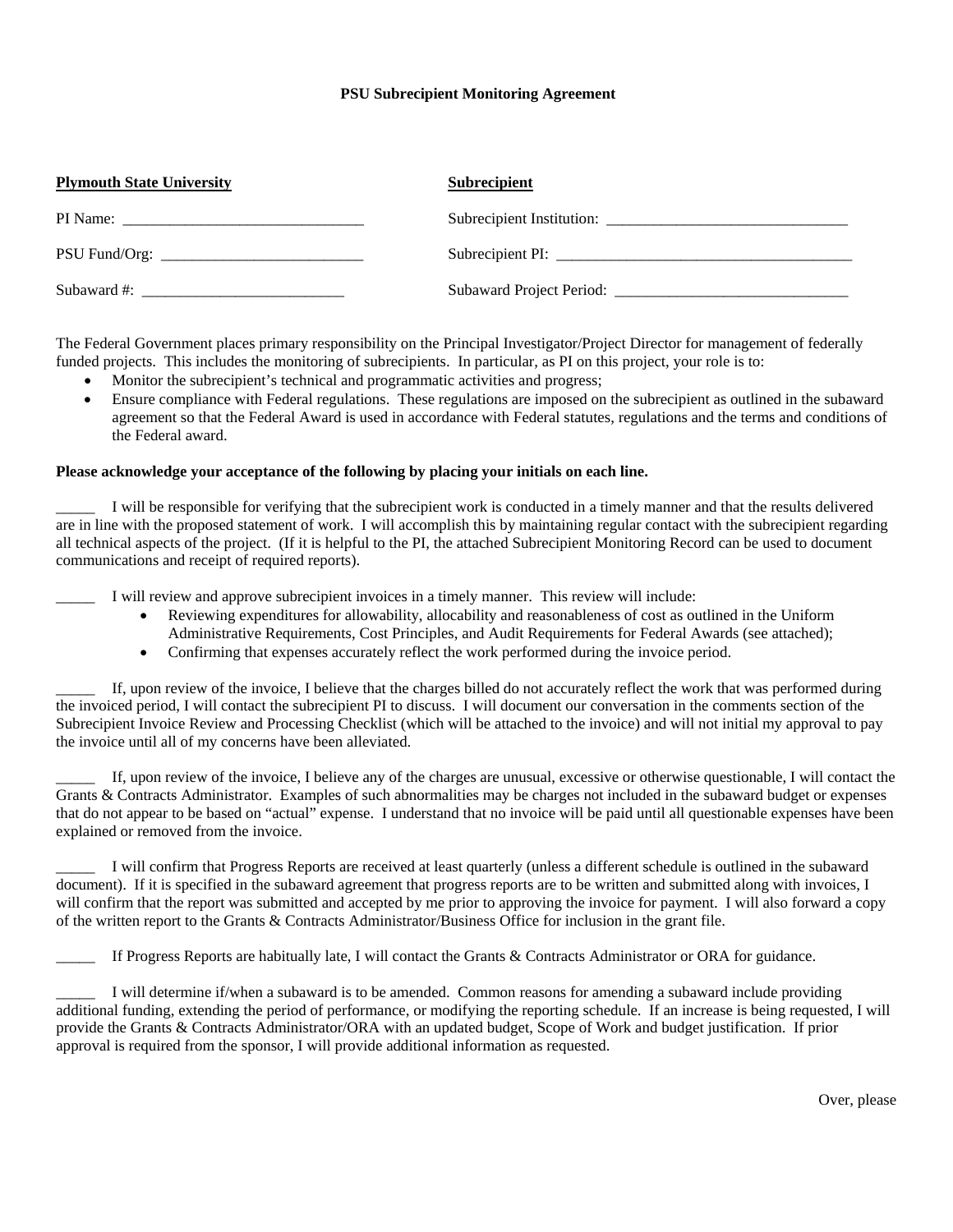**PSU Subrecipient Monitoring Agreement**

| **Plymouth State University** | **Subrecipient** |
|---|---|
| PI Name: _______________________________ | Subrecipient Institution: _______________________________ |
| PSU Fund/Org: __________________________ | Subrecipient PI: ______________________________________ |
| Subaward #: __________________________ | Subaward Project Period: ______________________________ |

The Federal Government places primary responsibility on the Principal Investigator/Project Director for management of federally funded projects. This includes the monitoring of subrecipients. In particular, as PI on this project, your role is to:

- Monitor the subrecipient's technical and programmatic activities and progress;
- Ensure compliance with Federal regulations. These regulations are imposed on the subrecipient as outlined in the subaward agreement so that the Federal Award is used in accordance with Federal statutes, regulations and the terms and conditions of the Federal award.

**Please acknowledge your acceptance of the following by placing your initials on each line.**

_____ I will be responsible for verifying that the subrecipient work is conducted in a timely manner and that the results delivered are in line with the proposed statement of work. I will accomplish this by maintaining regular contact with the subrecipient regarding all technical aspects of the project. (If it is helpful to the PI, the attached Subrecipient Monitoring Record can be used to document communications and receipt of required reports).

_____ I will review and approve subrecipient invoices in a timely manner. This review will include:

- Reviewing expenditures for allowability, allocability and reasonableness of cost as outlined in the Uniform Administrative Requirements, Cost Principles, and Audit Requirements for Federal Awards (see attached);
- Confirming that expenses accurately reflect the work performed during the invoice period.

_____ If, upon review of the invoice, I believe that the charges billed do not accurately reflect the work that was performed during the invoiced period, I will contact the subrecipient PI to discuss. I will document our conversation in the comments section of the Subrecipient Invoice Review and Processing Checklist (which will be attached to the invoice) and will not initial my approval to pay the invoice until all of my concerns have been alleviated.

_____ If, upon review of the invoice, I believe any of the charges are unusual, excessive or otherwise questionable, I will contact the Grants & Contracts Administrator. Examples of such abnormalities may be charges not included in the subaward budget or expenses that do not appear to be based on "actual" expense. I understand that no invoice will be paid until all questionable expenses have been explained or removed from the invoice.

_____ I will confirm that Progress Reports are received at least quarterly (unless a different schedule is outlined in the subaward document). If it is specified in the subaward agreement that progress reports are to be written and submitted along with invoices, I will confirm that the report was submitted and accepted by me prior to approving the invoice for payment. I will also forward a copy of the written report to the Grants & Contracts Administrator/Business Office for inclusion in the grant file.

_____ If Progress Reports are habitually late, I will contact the Grants & Contracts Administrator or ORA for guidance.

_____ I will determine if/when a subaward is to be amended. Common reasons for amending a subaward include providing additional funding, extending the period of performance, or modifying the reporting schedule. If an increase is being requested, I will provide the Grants & Contracts Administrator/ORA with an updated budget, Scope of Work and budget justification. If prior approval is required from the sponsor, I will provide additional information as requested.

Over, please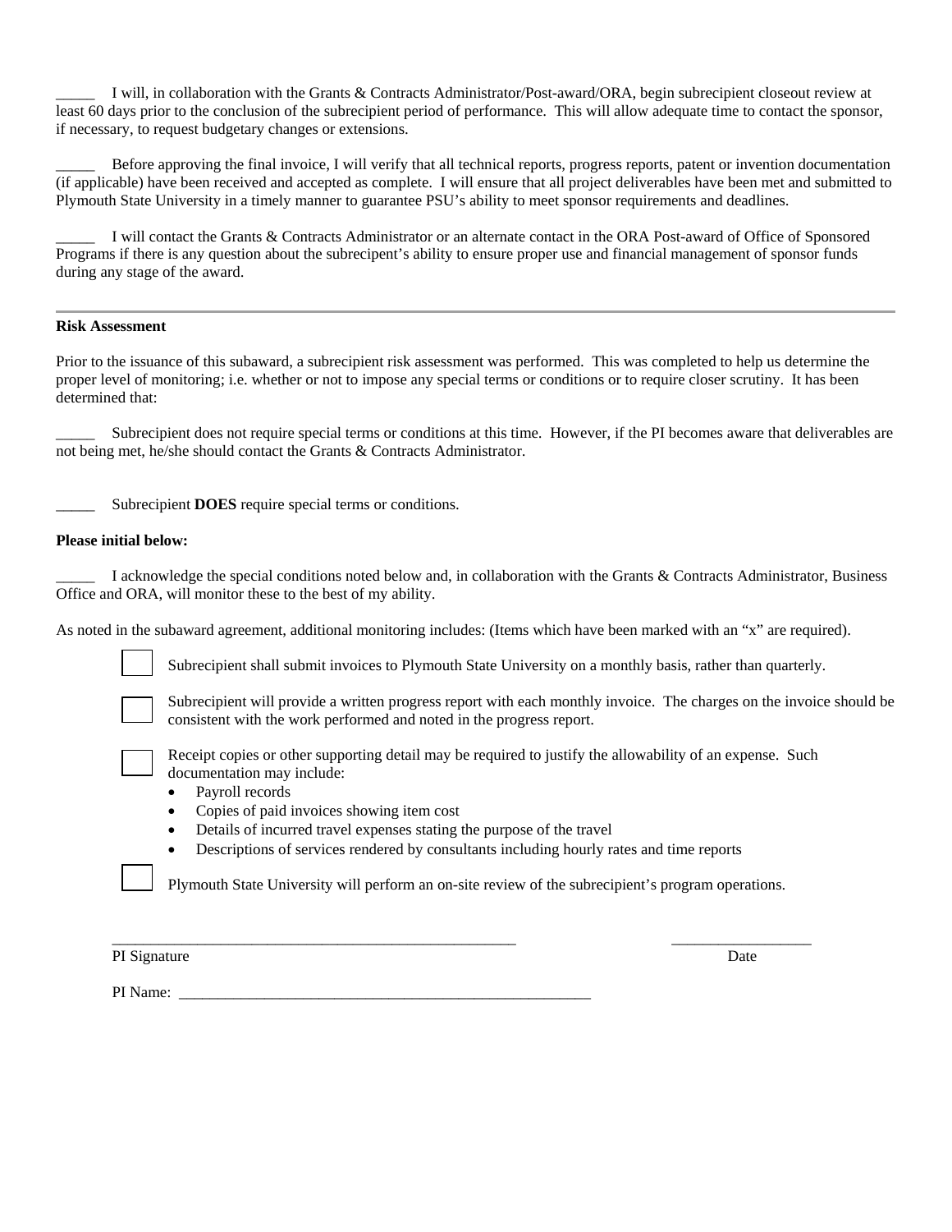_____ I will, in collaboration with the Grants & Contracts Administrator/Post-award/ORA, begin subrecipient closeout review at least 60 days prior to the conclusion of the subrecipient period of performance. This will allow adequate time to contact the sponsor, if necessary, to request budgetary changes or extensions.

_____ Before approving the final invoice, I will verify that all technical reports, progress reports, patent or invention documentation (if applicable) have been received and accepted as complete. I will ensure that all project deliverables have been met and submitted to Plymouth State University in a timely manner to guarantee PSU's ability to meet sponsor requirements and deadlines.

_____ I will contact the Grants & Contracts Administrator or an alternate contact in the ORA Post-award of Office of Sponsored Programs if there is any question about the subrecipent's ability to ensure proper use and financial management of sponsor funds during any stage of the award.

---

**Risk Assessment**

Prior to the issuance of this subaward, a subrecipient risk assessment was performed. This was completed to help us determine the proper level of monitoring; i.e. whether or not to impose any special terms or conditions or to require closer scrutiny. It has been determined that:

_____ Subrecipient does not require special terms or conditions at this time. However, if the PI becomes aware that deliverables are not being met, he/she should contact the Grants & Contracts Administrator.

_____ Subrecipient **DOES** require special terms or conditions.

**Please initial below:**

_____ I acknowledge the special conditions noted below and, in collaboration with the Grants & Contracts Administrator, Business Office and ORA, will monitor these to the best of my ability.

As noted in the subaward agreement, additional monitoring includes: (Items which have been marked with an "x" are required).

☐ Subrecipient shall submit invoices to Plymouth State University on a monthly basis, rather than quarterly.

☐ Subrecipient will provide a written progress report with each monthly invoice. The charges on the invoice should be consistent with the work performed and noted in the progress report.

☐ Receipt copies or other supporting detail may be required to justify the allowability of an expense. Such documentation may include:
- Payroll records
- Copies of paid invoices showing item cost
- Details of incurred travel expenses stating the purpose of the travel
- Descriptions of services rendered by consultants including hourly rates and time reports

☐ Plymouth State University will perform an on-site review of the subrecipient's program operations.

_______________________________________________ _________________

PI Signature Date

PI Name: _______________________________________________